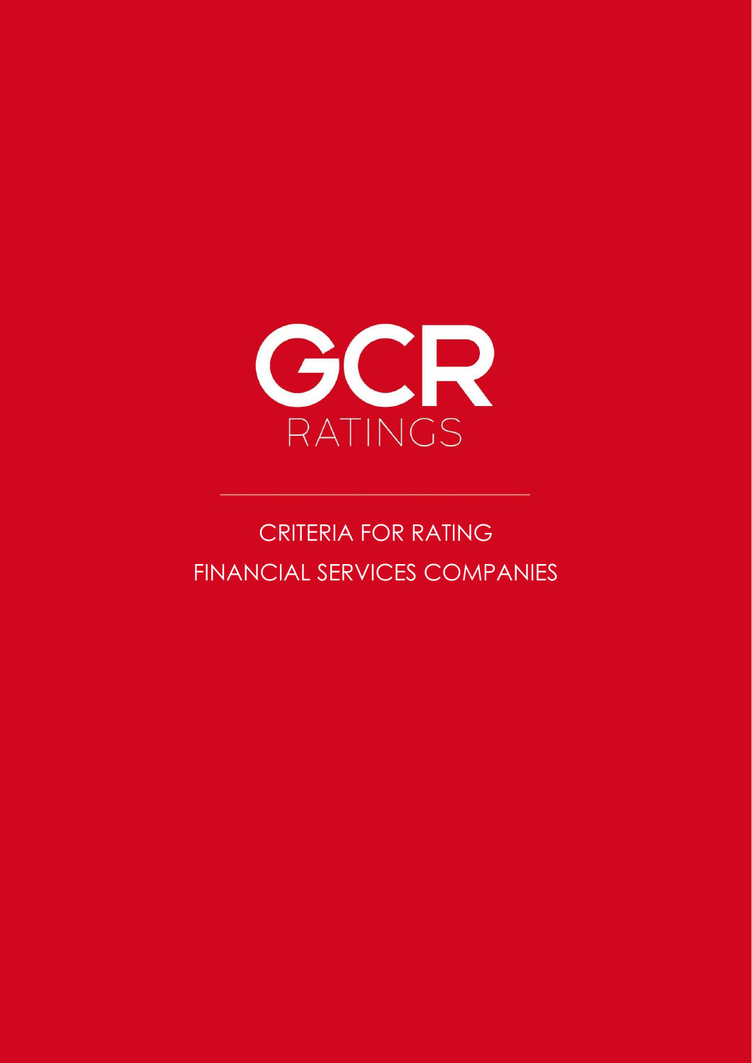GCR

RATINGS

# CRITERIA FOR RATING FINANCIAL SERVICES COMPANIES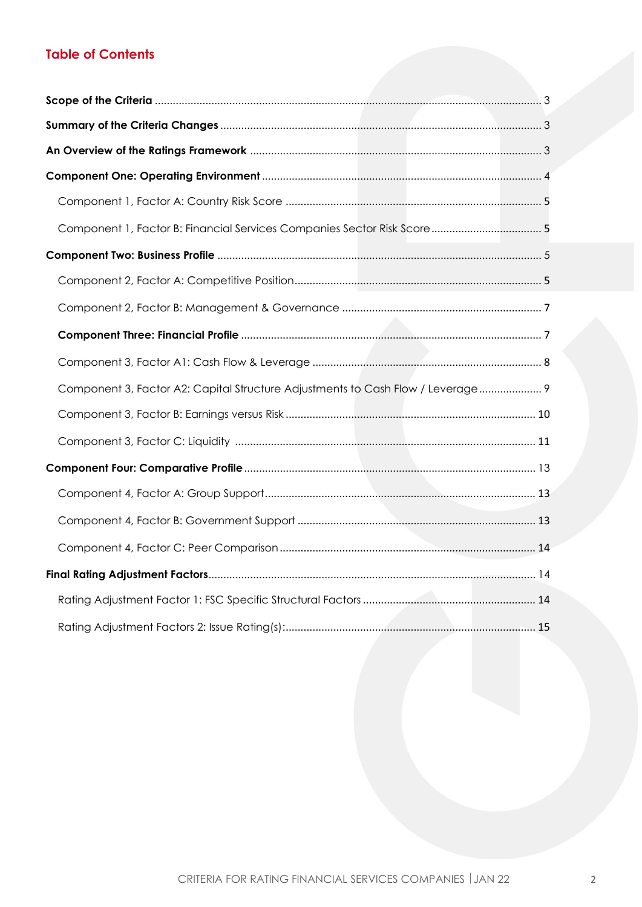## Table of Contents

**Scope of the Criteria** ........ 3

**Summary of the Criteria Changes** ........ 3

**An Overview of the Ratings Framework** ........ 3

**Component One: Operating Environment** ........ 4

- Component 1, Factor A: Country Risk Score ........ 5
- Component 1, Factor B: Financial Services Companies Sector Risk Score ........ 5

**Component Two: Business Profile** ........ 5

- Component 2, Factor A: Competitive Position ........ 5
- Component 2, Factor B: Management & Governance ........ 7

**Component Three: Financial Profile** ........ 7

- Component 3, Factor A1: Cash Flow & Leverage ........ 8
- Component 3, Factor A2: Capital Structure Adjustments to Cash Flow / Leverage ........ 9
- Component 3, Factor B: Earnings versus Risk ........ 10
- Component 3, Factor C: Liquidity ........ 11

**Component Four: Comparative Profile** ........ 13

- Component 4, Factor A: Group Support ........ 13
- Component 4, Factor B: Government Support ........ 13
- Component 4, Factor C: Peer Comparison ........ 14

**Final Rating Adjustment Factors** ........ 14

- Rating Adjustment Factor 1: FSC Specific Structural Factors ........ 14
- Rating Adjustment Factors 2: Issue Rating(s): ........ 15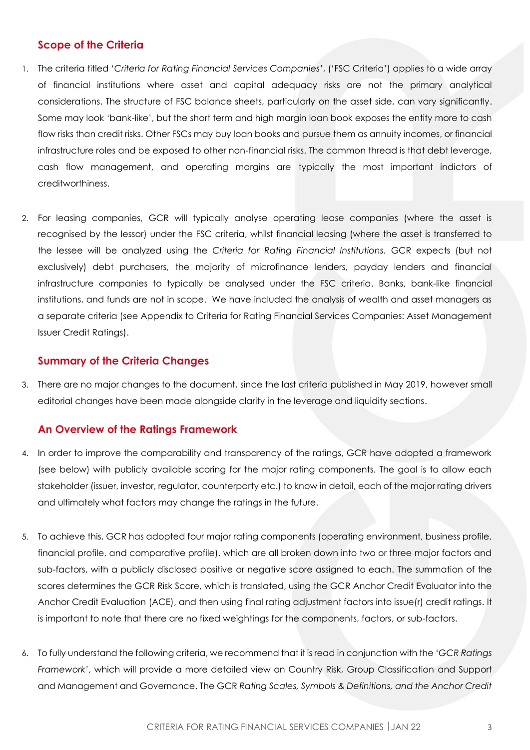## Scope of the Criteria

1. The criteria titled '*Criteria for Rating Financial Services Companies*', ('FSC Criteria') applies to a wide array of financial institutions where asset and capital adequacy risks are not the primary analytical considerations. The structure of FSC balance sheets, particularly on the asset side, can vary significantly. Some may look 'bank-like', but the short term and high margin loan book exposes the entity more to cash flow risks than credit risks. Other FSCs may buy loan books and pursue them as annuity incomes, or financial infrastructure roles and be exposed to other non-financial risks. The common thread is that debt leverage, cash flow management, and operating margins are typically the most important indictors of creditworthiness.

2. For leasing companies, GCR will typically analyse operating lease companies (where the asset is recognised by the lessor) under the FSC criteria, whilst financial leasing (where the asset is transferred to the lessee will be analyzed using the *Criteria for Rating Financial Institutions.* GCR expects (but not exclusively) debt purchasers, the majority of microfinance lenders, payday lenders and financial infrastructure companies to typically be analysed under the FSC criteria. Banks, bank-like financial institutions, and funds are not in scope. We have included the analysis of wealth and asset managers as a separate criteria (see Appendix to Criteria for Rating Financial Services Companies: Asset Management Issuer Credit Ratings).

## Summary of the Criteria Changes

3. There are no major changes to the document, since the last criteria published in May 2019, however small editorial changes have been made alongside clarity in the leverage and liquidity sections.

## An Overview of the Ratings Framework

4. In order to improve the comparability and transparency of the ratings, GCR have adopted a framework (see below) with publicly available scoring for the major rating components. The goal is to allow each stakeholder (issuer, investor, regulator, counterparty etc.) to know in detail, each of the major rating drivers and ultimately what factors may change the ratings in the future.

5. To achieve this, GCR has adopted four major rating components (operating environment, business profile, financial profile, and comparative profile), which are all broken down into two or three major factors and sub-factors, with a publicly disclosed positive or negative score assigned to each. The summation of the scores determines the GCR Risk Score, which is translated, using the GCR Anchor Credit Evaluator into the Anchor Credit Evaluation (ACE), and then using final rating adjustment factors into issue(r) credit ratings. It is important to note that there are no fixed weightings for the components, factors, or sub-factors.

6. To fully understand the following criteria, we recommend that it is read in conjunction with the '*GCR Ratings Framework*', which will provide a more detailed view on Country Risk, Group Classification and Support and Management and Governance. The GCR *Rating Scales, Symbols & Definitions, and the Anchor Credit*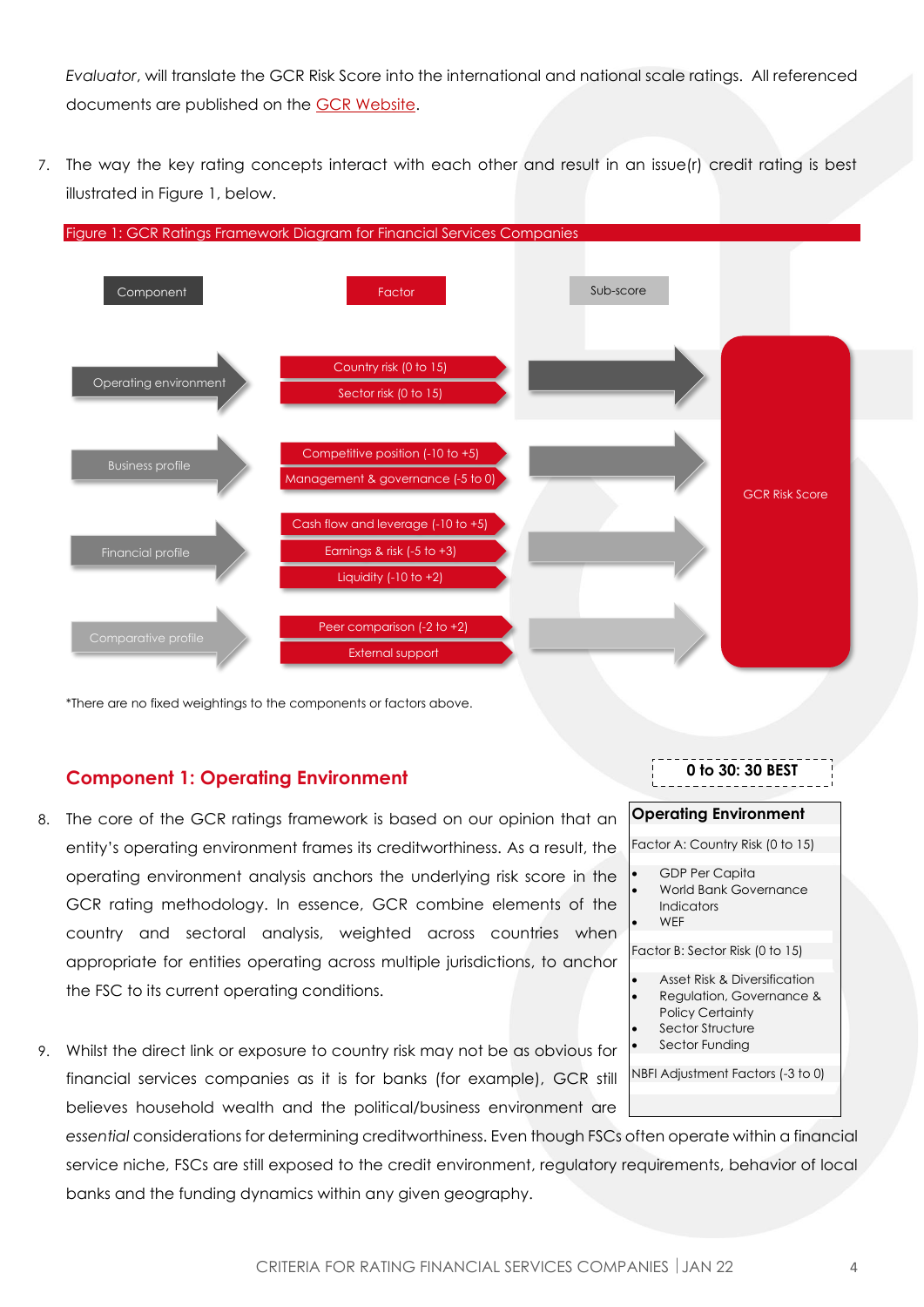*Evaluator*, will translate the GCR Risk Score into the international and national scale ratings. All referenced documents are published on the GCR Website.

7. The way the key rating concepts interact with each other and result in an issue(r) credit rating is best illustrated in Figure 1, below.

Figure 1: GCR Ratings Framework Diagram for Financial Services Companies

| Component | Factor | Sub-score | |
|---|---|---|---|
| Operating environment | Country risk (0 to 15) | | GCR Risk Score |
| | Sector risk (0 to 15) | | |
| Business profile | Competitive position (-10 to +5) | | |
| | Management & governance (-5 to 0) | | |
| Financial profile | Cash flow and leverage (-10 to +5) | | |
| | Earnings & risk (-5 to +3) | | |
| | Liquidity (-10 to +2) | | |
| Comparative profile | Peer comparison (-2 to +2) | | |
| | External support | | |

*There are no fixed weightings to the components or factors above.

## Component 1: Operating Environment

**0 to 30: 30 BEST**

| **Operating Environment** |
|---|
| Factor A: Country Risk (0 to 15) |
| • GDP Per Capita<br>• World Bank Governance Indicators<br>• WEF |
| Factor B: Sector Risk (0 to 15) |
| • Asset Risk & Diversification<br>• Regulation, Governance & Policy Certainty<br>• Sector Structure<br>• Sector Funding |
| NBFI Adjustment Factors (-3 to 0) |

8. The core of the GCR ratings framework is based on our opinion that an entity's operating environment frames its creditworthiness. As a result, the operating environment analysis anchors the underlying risk score in the GCR rating methodology. In essence, GCR combine elements of the country and sectoral analysis, weighted across countries when appropriate for entities operating across multiple jurisdictions, to anchor the FSC to its current operating conditions.

9. Whilst the direct link or exposure to country risk may not be as obvious for financial services companies as it is for banks (for example), GCR still believes household wealth and the political/business environment are *essential* considerations for determining creditworthiness. Even though FSCs often operate within a financial service niche, FSCs are still exposed to the credit environment, regulatory requirements, behavior of local banks and the funding dynamics within any given geography.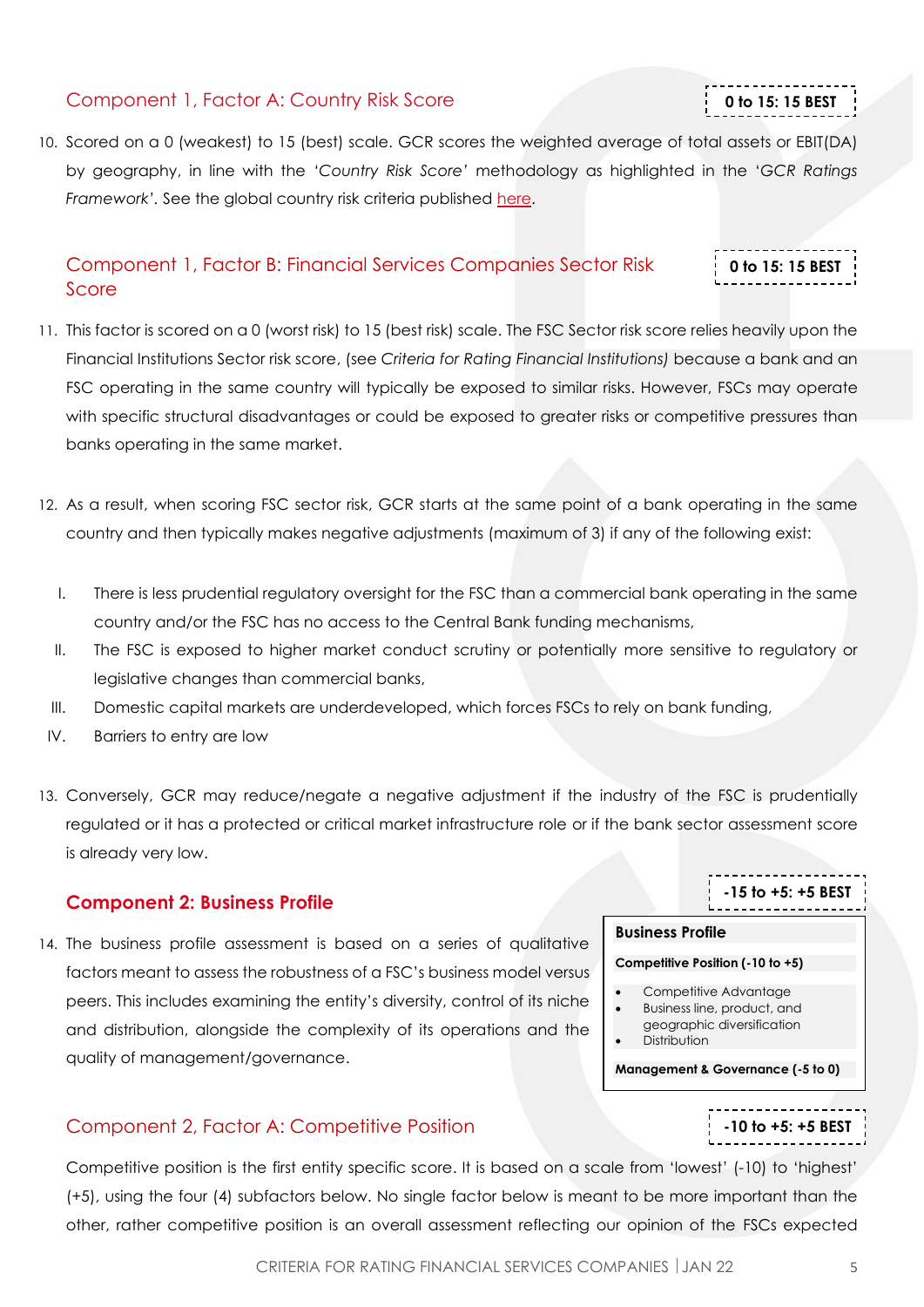### Component 1, Factor A: Country Risk Score

**0 to 15: 15 BEST**

10. Scored on a 0 (weakest) to 15 (best) scale. GCR scores the weighted average of total assets or EBIT(DA) by geography, in line with the *'Country Risk Score'* methodology as highlighted in the *'GCR Ratings Framework'*. See the global country risk criteria published here.

### Component 1, Factor B: Financial Services Companies Sector Risk Score

**0 to 15: 15 BEST**

11. This factor is scored on a 0 (worst risk) to 15 (best risk) scale. The FSC Sector risk score relies heavily upon the Financial Institutions Sector risk score, (see *Criteria for Rating Financial Institutions)* because a bank and an FSC operating in the same country will typically be exposed to similar risks. However, FSCs may operate with specific structural disadvantages or could be exposed to greater risks or competitive pressures than banks operating in the same market.

12. As a result, when scoring FSC sector risk, GCR starts at the same point of a bank operating in the same country and then typically makes negative adjustments (maximum of 3) if any of the following exist:

    I. There is less prudential regulatory oversight for the FSC than a commercial bank operating in the same country and/or the FSC has no access to the Central Bank funding mechanisms,
    II. The FSC is exposed to higher market conduct scrutiny or potentially more sensitive to regulatory or legislative changes than commercial banks,
    III. Domestic capital markets are underdeveloped, which forces FSCs to rely on bank funding,
    IV. Barriers to entry are low

13. Conversely, GCR may reduce/negate a negative adjustment if the industry of the FSC is prudentially regulated or it has a protected or critical market infrastructure role or if the bank sector assessment score is already very low.

## Component 2: Business Profile

**-15 to +5: +5 BEST**

14. The business profile assessment is based on a series of qualitative factors meant to assess the robustness of a FSC's business model versus peers. This includes examining the entity's diversity, control of its niche and distribution, alongside the complexity of its operations and the quality of management/governance.

| **Business Profile** |
|---|
| **Competitive Position (-10 to +5)** |
| • Competitive Advantage<br>• Business line, product, and geographic diversification<br>• Distribution |
| **Management & Governance (-5 to 0)** |

### Component 2, Factor A: Competitive Position

**-10 to +5: +5 BEST**

Competitive position is the first entity specific score. It is based on a scale from 'lowest' (-10) to 'highest' (+5), using the four (4) subfactors below. No single factor below is meant to be more important than the other, rather competitive position is an overall assessment reflecting our opinion of the FSCs expected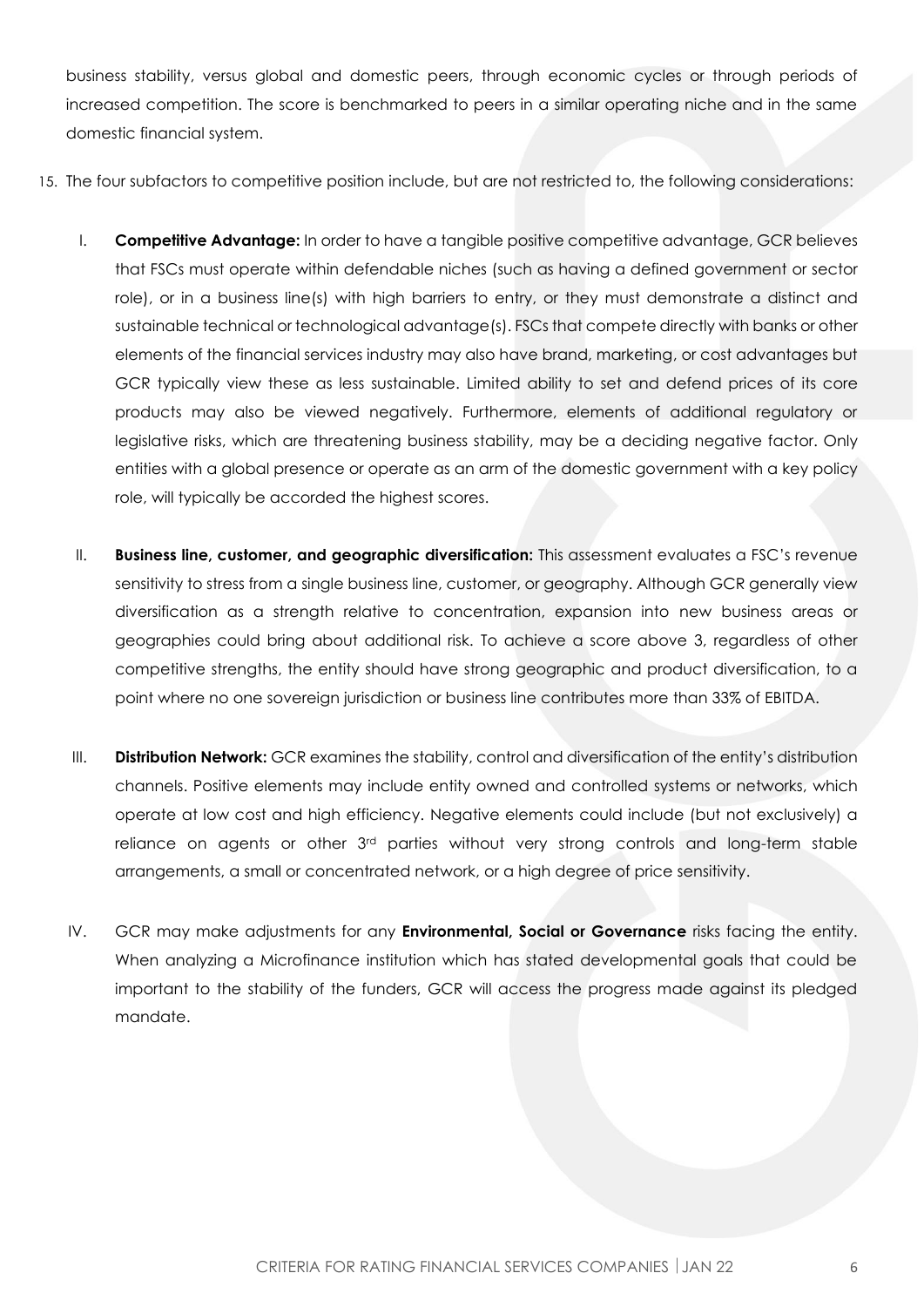business stability, versus global and domestic peers, through economic cycles or through periods of increased competition. The score is benchmarked to peers in a similar operating niche and in the same domestic financial system.

15. The four subfactors to competitive position include, but are not restricted to, the following considerations:

    I. **Competitive Advantage:** In order to have a tangible positive competitive advantage, GCR believes that FSCs must operate within defendable niches (such as having a defined government or sector role), or in a business line(s) with high barriers to entry, or they must demonstrate a distinct and sustainable technical or technological advantage(s). FSCs that compete directly with banks or other elements of the financial services industry may also have brand, marketing, or cost advantages but GCR typically view these as less sustainable. Limited ability to set and defend prices of its core products may also be viewed negatively. Furthermore, elements of additional regulatory or legislative risks, which are threatening business stability, may be a deciding negative factor. Only entities with a global presence or operate as an arm of the domestic government with a key policy role, will typically be accorded the highest scores.

    II. **Business line, customer, and geographic diversification:** This assessment evaluates a FSC's revenue sensitivity to stress from a single business line, customer, or geography. Although GCR generally view diversification as a strength relative to concentration, expansion into new business areas or geographies could bring about additional risk. To achieve a score above 3, regardless of other competitive strengths, the entity should have strong geographic and product diversification, to a point where no one sovereign jurisdiction or business line contributes more than 33% of EBITDA.

    III. **Distribution Network:** GCR examines the stability, control and diversification of the entity's distribution channels. Positive elements may include entity owned and controlled systems or networks, which operate at low cost and high efficiency. Negative elements could include (but not exclusively) a reliance on agents or other 3rd parties without very strong controls and long-term stable arrangements, a small or concentrated network, or a high degree of price sensitivity.

    IV. GCR may make adjustments for any **Environmental, Social or Governance** risks facing the entity. When analyzing a Microfinance institution which has stated developmental goals that could be important to the stability of the funders, GCR will access the progress made against its pledged mandate.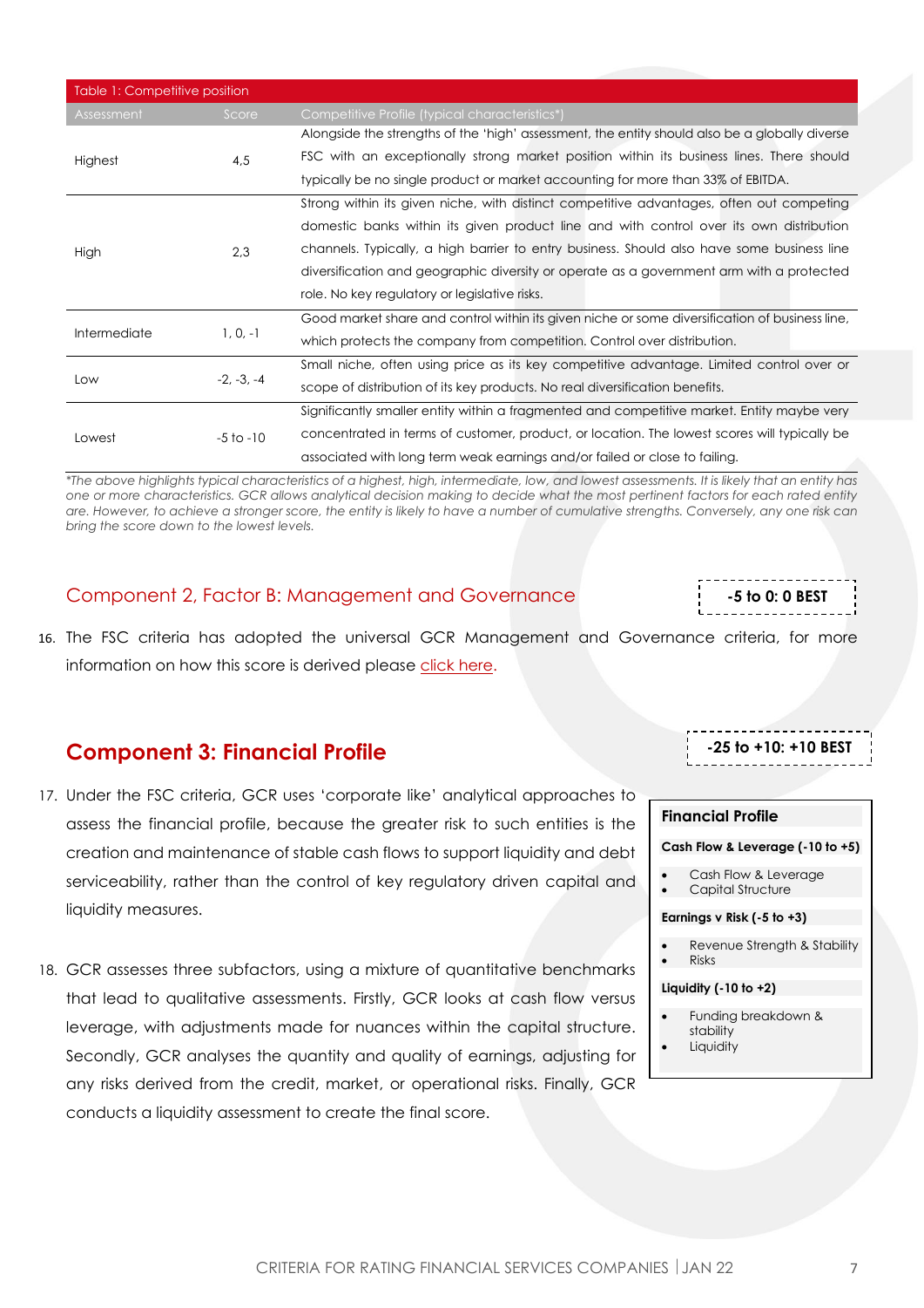Table 1: Competitive position

| Assessment | Score | Competitive Profile (typical characteristics*) |
|---|---|---|
| Highest | 4,5 | Alongside the strengths of the 'high' assessment, the entity should also be a globally diverse FSC with an exceptionally strong market position within its business lines. There should typically be no single product or market accounting for more than 33% of EBITDA. |
| High | 2,3 | Strong within its given niche, with distinct competitive advantages, often out competing domestic banks within its given product line and with control over its own distribution channels. Typically, a high barrier to entry business. Should also have some business line diversification and geographic diversity or operate as a government arm with a protected role. No key regulatory or legislative risks. |
| Intermediate | 1, 0, -1 | Good market share and control within its given niche or some diversification of business line, which protects the company from competition. Control over distribution. |
| Low | -2, -3, -4 | Small niche, often using price as its key competitive advantage. Limited control over or scope of distribution of its key products. No real diversification benefits. |
| Lowest | -5 to -10 | Significantly smaller entity within a fragmented and competitive market. Entity maybe very concentrated in terms of customer, product, or location. The lowest scores will typically be associated with long term weak earnings and/or failed or close to failing. |

*\*The above highlights typical characteristics of a highest, high, intermediate, low, and lowest assessments. It is likely that an entity has one or more characteristics. GCR allows analytical decision making to decide what the most pertinent factors for each rated entity are. However, to achieve a stronger score, the entity is likely to have a number of cumulative strengths. Conversely, any one risk can bring the score down to the lowest levels.*

## Component 2, Factor B: Management and Governance

**-5 to 0: 0 BEST**

16. The FSC criteria has adopted the universal GCR Management and Governance criteria, for more information on how this score is derived please click here.

## Component 3: Financial Profile

**-25 to +10: +10 BEST**

17. Under the FSC criteria, GCR uses 'corporate like' analytical approaches to assess the financial profile, because the greater risk to such entities is the creation and maintenance of stable cash flows to support liquidity and debt serviceability, rather than the control of key regulatory driven capital and liquidity measures.

18. GCR assesses three subfactors, using a mixture of quantitative benchmarks that lead to qualitative assessments. Firstly, GCR looks at cash flow versus leverage, with adjustments made for nuances within the capital structure. Secondly, GCR analyses the quantity and quality of earnings, adjusting for any risks derived from the credit, market, or operational risks. Finally, GCR conducts a liquidity assessment to create the final score.

**Financial Profile**

**Cash Flow & Leverage (-10 to +5)**

- Cash Flow & Leverage
- Capital Structure

**Earnings v Risk (-5 to +3)**

- Revenue Strength & Stability
- Risks

**Liquidity (-10 to +2)**

- Funding breakdown & stability
- Liquidity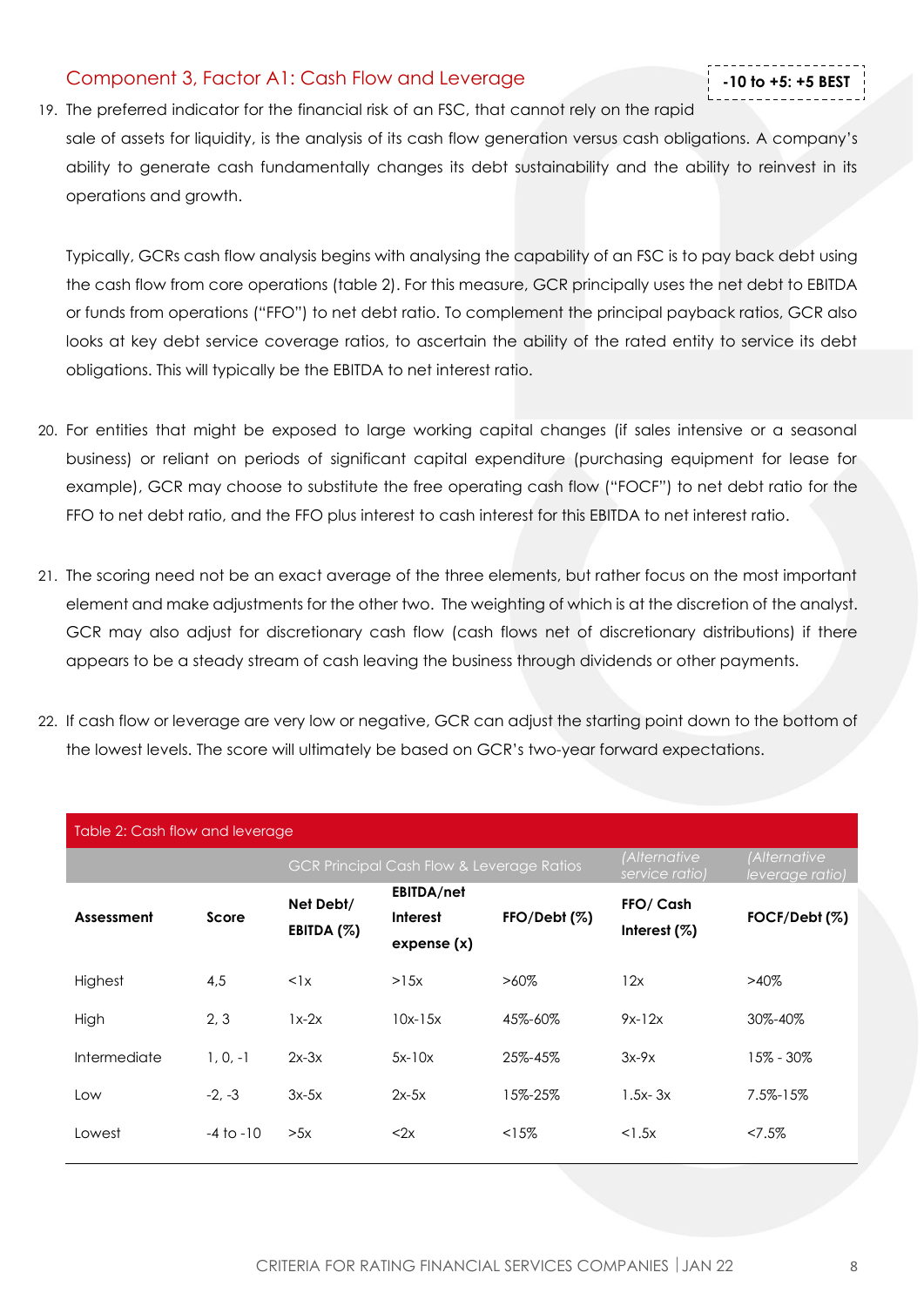## Component 3, Factor A1: Cash Flow and Leverage

**-10 to +5: +5 BEST**

19. The preferred indicator for the financial risk of an FSC, that cannot rely on the rapid sale of assets for liquidity, is the analysis of its cash flow generation versus cash obligations. A company's ability to generate cash fundamentally changes its debt sustainability and the ability to reinvest in its operations and growth.

    Typically, GCRs cash flow analysis begins with analysing the capability of an FSC is to pay back debt using the cash flow from core operations (table 2). For this measure, GCR principally uses the net debt to EBITDA or funds from operations ("FFO") to net debt ratio. To complement the principal payback ratios, GCR also looks at key debt service coverage ratios, to ascertain the ability of the rated entity to service its debt obligations. This will typically be the EBITDA to net interest ratio.

20. For entities that might be exposed to large working capital changes (if sales intensive or a seasonal business) or reliant on periods of significant capital expenditure (purchasing equipment for lease for example), GCR may choose to substitute the free operating cash flow ("FOCF") to net debt ratio for the FFO to net debt ratio, and the FFO plus interest to cash interest for this EBITDA to net interest ratio.

21. The scoring need not be an exact average of the three elements, but rather focus on the most important element and make adjustments for the other two. The weighting of which is at the discretion of the analyst. GCR may also adjust for discretionary cash flow (cash flows net of discretionary distributions) if there appears to be a steady stream of cash leaving the business through dividends or other payments.

22. If cash flow or leverage are very low or negative, GCR can adjust the starting point down to the bottom of the lowest levels. The score will ultimately be based on GCR's two-year forward expectations.

| Table 2: Cash flow and leverage | | | | | | |
|---|---|---|---|---|---|---|
| | | GCR Principal Cash Flow & Leverage Ratios | | | *(Alternative service ratio)* | *(Alternative leverage ratio)* |
| **Assessment** | **Score** | **Net Debt/ EBITDA (%)** | **EBITDA/net Interest expense (x)** | **FFO/Debt (%)** | **FFO/ Cash Interest (%)** | **FOCF/Debt (%)** |
| Highest | 4,5 | <1x | >15x | >60% | 12x | >40% |
| High | 2, 3 | 1x-2x | 10x-15x | 45%-60% | 9x-12x | 30%-40% |
| Intermediate | 1, 0, -1 | 2x-3x | 5x-10x | 25%-45% | 3x-9x | 15% - 30% |
| Low | -2, -3 | 3x-5x | 2x-5x | 15%-25% | 1.5x- 3x | 7.5%-15% |
| Lowest | -4 to -10 | >5x | <2x | <15% | <1.5x | <7.5% |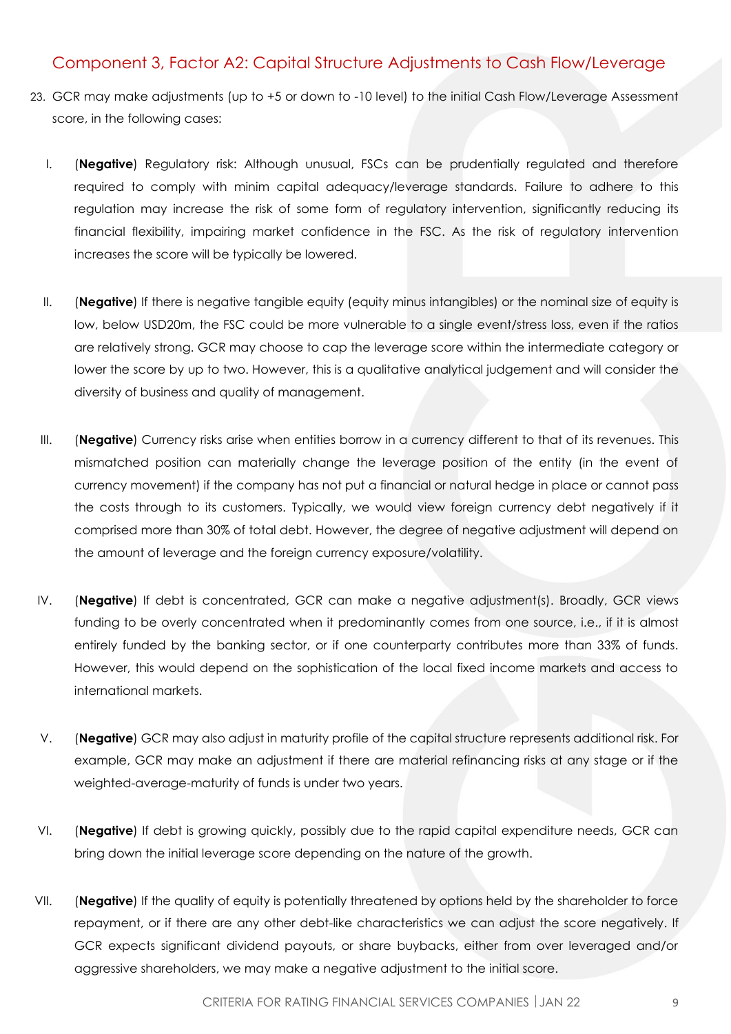## Component 3, Factor A2: Capital Structure Adjustments to Cash Flow/Leverage

23. GCR may make adjustments (up to +5 or down to -10 level) to the initial Cash Flow/Leverage Assessment score, in the following cases:

   I. (**Negative**) Regulatory risk: Although unusual, FSCs can be prudentially regulated and therefore required to comply with minim capital adequacy/leverage standards. Failure to adhere to this regulation may increase the risk of some form of regulatory intervention, significantly reducing its financial flexibility, impairing market confidence in the FSC. As the risk of regulatory intervention increases the score will be typically be lowered.

   II. (**Negative**) If there is negative tangible equity (equity minus intangibles) or the nominal size of equity is low, below USD20m, the FSC could be more vulnerable to a single event/stress loss, even if the ratios are relatively strong. GCR may choose to cap the leverage score within the intermediate category or lower the score by up to two. However, this is a qualitative analytical judgement and will consider the diversity of business and quality of management.

   III. (**Negative**) Currency risks arise when entities borrow in a currency different to that of its revenues. This mismatched position can materially change the leverage position of the entity (in the event of currency movement) if the company has not put a financial or natural hedge in place or cannot pass the costs through to its customers. Typically, we would view foreign currency debt negatively if it comprised more than 30% of total debt. However, the degree of negative adjustment will depend on the amount of leverage and the foreign currency exposure/volatility.

   IV. (**Negative**) If debt is concentrated, GCR can make a negative adjustment(s). Broadly, GCR views funding to be overly concentrated when it predominantly comes from one source, i.e., if it is almost entirely funded by the banking sector, or if one counterparty contributes more than 33% of funds. However, this would depend on the sophistication of the local fixed income markets and access to international markets.

   V. (**Negative**) GCR may also adjust in maturity profile of the capital structure represents additional risk. For example, GCR may make an adjustment if there are material refinancing risks at any stage or if the weighted-average-maturity of funds is under two years.

   VI. (**Negative**) If debt is growing quickly, possibly due to the rapid capital expenditure needs, GCR can bring down the initial leverage score depending on the nature of the growth.

   VII. (**Negative**) If the quality of equity is potentially threatened by options held by the shareholder to force repayment, or if there are any other debt-like characteristics we can adjust the score negatively. If GCR expects significant dividend payouts, or share buybacks, either from over leveraged and/or aggressive shareholders, we may make a negative adjustment to the initial score.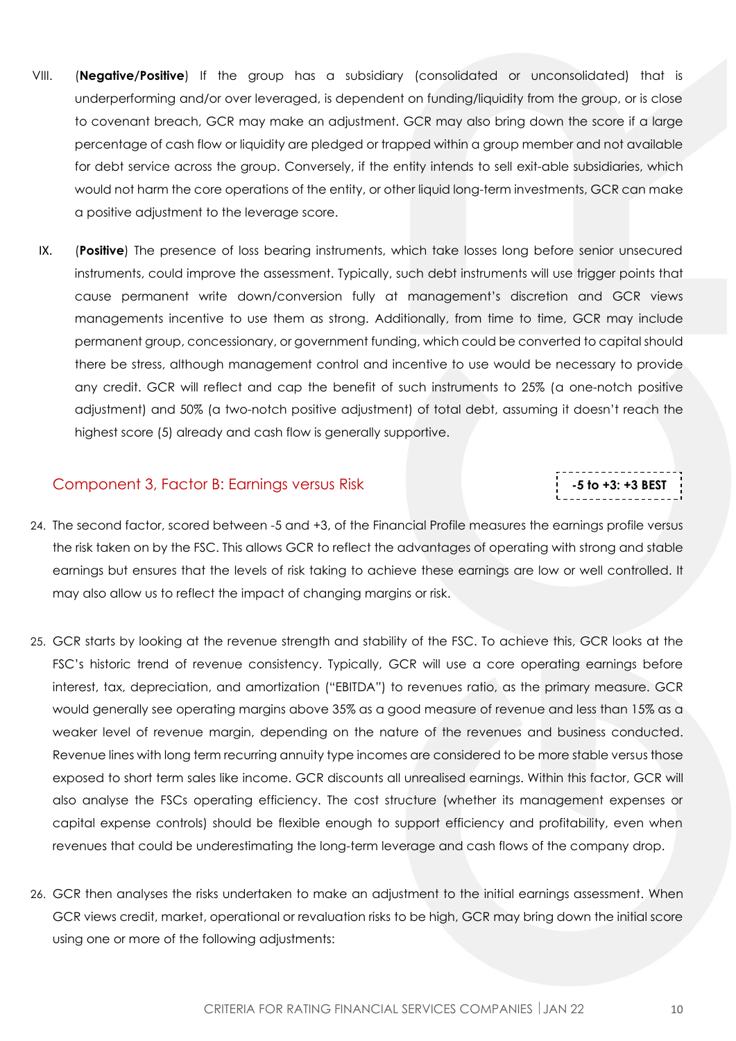VIII. (**Negative/Positive**) If the group has a subsidiary (consolidated or unconsolidated) that is underperforming and/or over leveraged, is dependent on funding/liquidity from the group, or is close to covenant breach, GCR may make an adjustment. GCR may also bring down the score if a large percentage of cash flow or liquidity are pledged or trapped within a group member and not available for debt service across the group. Conversely, if the entity intends to sell exit-able subsidiaries, which would not harm the core operations of the entity, or other liquid long-term investments, GCR can make a positive adjustment to the leverage score.

IX. (**Positive**) The presence of loss bearing instruments, which take losses long before senior unsecured instruments, could improve the assessment. Typically, such debt instruments will use trigger points that cause permanent write down/conversion fully at management's discretion and GCR views managements incentive to use them as strong. Additionally, from time to time, GCR may include permanent group, concessionary, or government funding, which could be converted to capital should there be stress, although management control and incentive to use would be necessary to provide any credit. GCR will reflect and cap the benefit of such instruments to 25% (a one-notch positive adjustment) and 50% (a two-notch positive adjustment) of total debt, assuming it doesn't reach the highest score (5) already and cash flow is generally supportive.

## Component 3, Factor B: Earnings versus Risk

**-5 to +3: +3 BEST**

24. The second factor, scored between -5 and +3, of the Financial Profile measures the earnings profile versus the risk taken on by the FSC. This allows GCR to reflect the advantages of operating with strong and stable earnings but ensures that the levels of risk taking to achieve these earnings are low or well controlled. It may also allow us to reflect the impact of changing margins or risk.

25. GCR starts by looking at the revenue strength and stability of the FSC. To achieve this, GCR looks at the FSC's historic trend of revenue consistency. Typically, GCR will use a core operating earnings before interest, tax, depreciation, and amortization ("EBITDA") to revenues ratio, as the primary measure. GCR would generally see operating margins above 35% as a good measure of revenue and less than 15% as a weaker level of revenue margin, depending on the nature of the revenues and business conducted. Revenue lines with long term recurring annuity type incomes are considered to be more stable versus those exposed to short term sales like income. GCR discounts all unrealised earnings. Within this factor, GCR will also analyse the FSCs operating efficiency. The cost structure (whether its management expenses or capital expense controls) should be flexible enough to support efficiency and profitability, even when revenues that could be underestimating the long-term leverage and cash flows of the company drop.

26. GCR then analyses the risks undertaken to make an adjustment to the initial earnings assessment. When GCR views credit, market, operational or revaluation risks to be high, GCR may bring down the initial score using one or more of the following adjustments: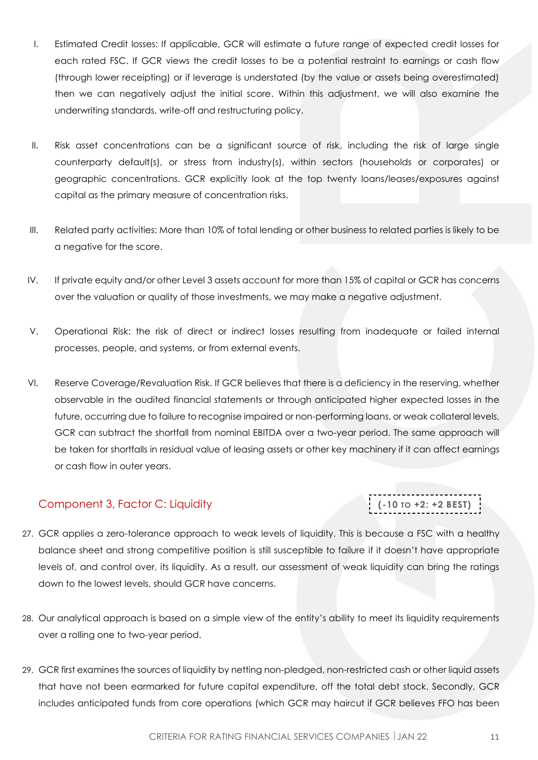I. Estimated Credit losses: If applicable, GCR will estimate a future range of expected credit losses for each rated FSC. If GCR views the credit losses to be a potential restraint to earnings or cash flow (through lower receipting) or if leverage is understated (by the value or assets being overestimated) then we can negatively adjust the initial score. Within this adjustment, we will also examine the underwriting standards, write-off and restructuring policy.

II. Risk asset concentrations can be a significant source of risk, including the risk of large single counterparty default(s), or stress from industry(s), within sectors (households or corporates) or geographic concentrations. GCR explicitly look at the top twenty loans/leases/exposures against capital as the primary measure of concentration risks.

III. Related party activities: More than 10% of total lending or other business to related parties is likely to be a negative for the score.

IV. If private equity and/or other Level 3 assets account for more than 15% of capital or GCR has concerns over the valuation or quality of those investments, we may make a negative adjustment.

V. Operational Risk: the risk of direct or indirect losses resulting from inadequate or failed internal processes, people, and systems, or from external events.

VI. Reserve Coverage/Revaluation Risk. If GCR believes that there is a deficiency in the reserving, whether observable in the audited financial statements or through anticipated higher expected losses in the future, occurring due to failure to recognise impaired or non-performing loans, or weak collateral levels, GCR can subtract the shortfall from nominal EBITDA over a two-year period. The same approach will be taken for shortfalls in residual value of leasing assets or other key machinery if it can affect earnings or cash flow in outer years.

## Component 3, Factor C: Liquidity

**(-10 TO +2: +2 BEST)**

27. GCR applies a zero-tolerance approach to weak levels of liquidity. This is because a FSC with a healthy balance sheet and strong competitive position is still susceptible to failure if it doesn't have appropriate levels of, and control over, its liquidity. As a result, our assessment of weak liquidity can bring the ratings down to the lowest levels, should GCR have concerns.

28. Our analytical approach is based on a simple view of the entity's ability to meet its liquidity requirements over a rolling one to two-year period.

29. GCR first examines the sources of liquidity by netting non-pledged, non-restricted cash or other liquid assets that have not been earmarked for future capital expenditure, off the total debt stock. Secondly, GCR includes anticipated funds from core operations (which GCR may haircut if GCR believes FFO has been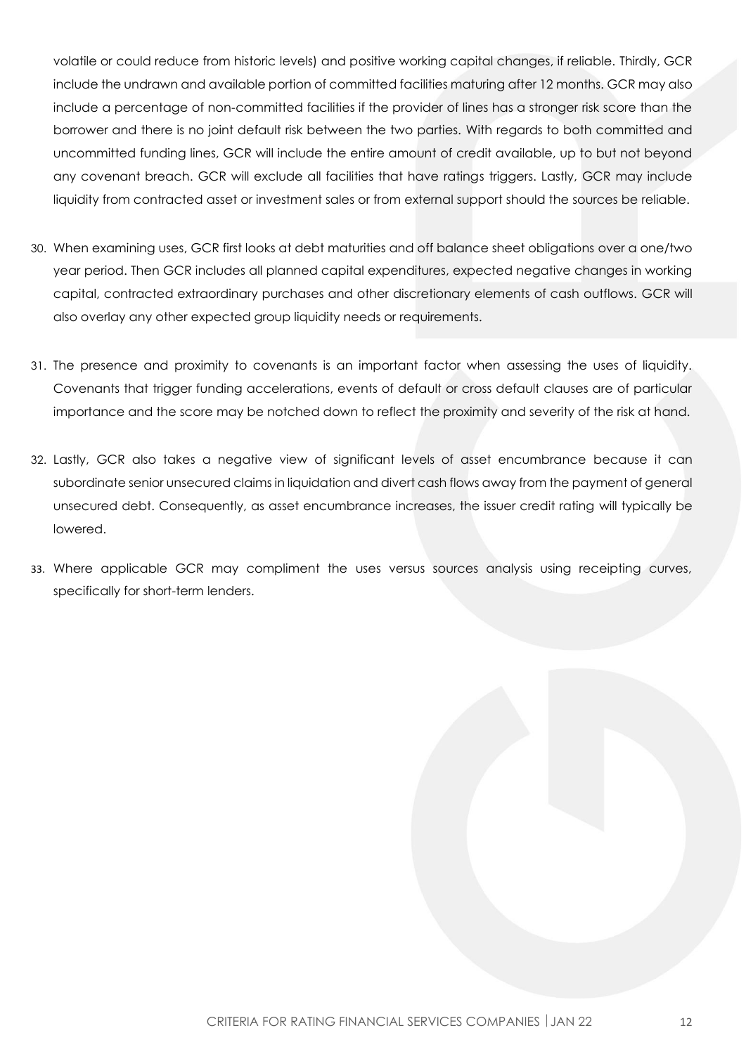volatile or could reduce from historic levels) and positive working capital changes, if reliable. Thirdly, GCR include the undrawn and available portion of committed facilities maturing after 12 months. GCR may also include a percentage of non-committed facilities if the provider of lines has a stronger risk score than the borrower and there is no joint default risk between the two parties. With regards to both committed and uncommitted funding lines, GCR will include the entire amount of credit available, up to but not beyond any covenant breach. GCR will exclude all facilities that have ratings triggers. Lastly, GCR may include liquidity from contracted asset or investment sales or from external support should the sources be reliable.

30. When examining uses, GCR first looks at debt maturities and off balance sheet obligations over a one/two year period. Then GCR includes all planned capital expenditures, expected negative changes in working capital, contracted extraordinary purchases and other discretionary elements of cash outflows. GCR will also overlay any other expected group liquidity needs or requirements.

31. The presence and proximity to covenants is an important factor when assessing the uses of liquidity. Covenants that trigger funding accelerations, events of default or cross default clauses are of particular importance and the score may be notched down to reflect the proximity and severity of the risk at hand.

32. Lastly, GCR also takes a negative view of significant levels of asset encumbrance because it can subordinate senior unsecured claims in liquidation and divert cash flows away from the payment of general unsecured debt. Consequently, as asset encumbrance increases, the issuer credit rating will typically be lowered.

33. Where applicable GCR may compliment the uses versus sources analysis using receipting curves, specifically for short-term lenders.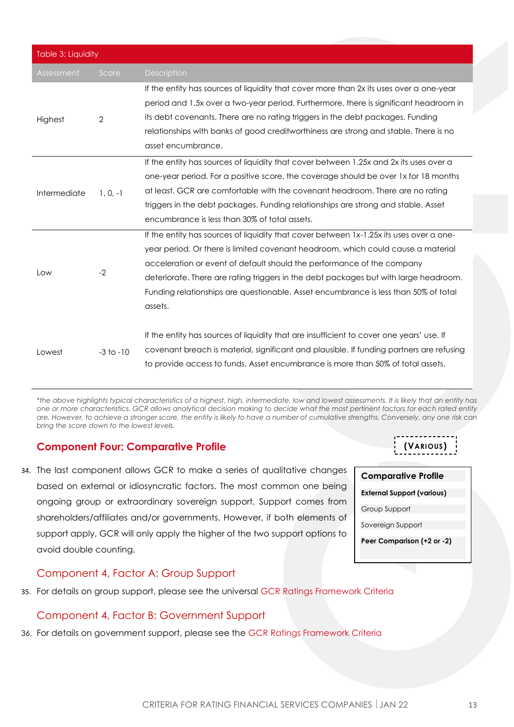| Table 3: Liquidity | | |
|---|---|---|
| **Assessment** | **Score** | **Description** |
| Highest | 2 | If the entity has sources of liquidity that cover more than 2x its uses over a one-year period and 1.5x over a two-year period. Furthermore, there is significant headroom in its debt covenants. There are no rating triggers in the debt packages. Funding relationships with banks of good creditworthiness are strong and stable. There is no asset encumbrance. |
| Intermediate | 1, 0, -1 | If the entity has sources of liquidity that cover between 1.25x and 2x its uses over a one-year period. For a positive score, the coverage should be over 1x for 18 months at least. GCR are comfortable with the covenant headroom. There are no rating triggers in the debt packages. Funding relationships are strong and stable. Asset encumbrance is less than 30% of total assets. |
| Low | -2 | If the entity has sources of liquidity that cover between 1x-1.25x its uses over a one-year period. Or there is limited covenant headroom, which could cause a material acceleration or event of default should the performance of the company deteriorate. There are rating triggers in the debt packages but with large headroom. Funding relationships are questionable. Asset encumbrance is less than 50% of total assets. |
| Lowest | -3 to -10 | If the entity has sources of liquidity that are insufficient to cover one years' use. If covenant breach is material, significant and plausible. If funding partners are refusing to provide access to funds. Asset encumbrance is more than 50% of total assets. |

*\*the above highlights typical characteristics of a highest, high, intermediate, low and lowest assessments. It is likely that an entity has one or more characteristics. GCR allows analytical decision making to decide what the most pertinent factors for each rated entity are. However, to achieve a stronger score, the entity is likely to have a number of cumulative strengths. Conversely, any one risk can bring the score down to the lowest levels.*

## Component Four: Comparative Profile

**(VARIOUS)**

| Comparative Profile |
|---|
| **External Support (various)** |
| Group Support |
| Sovereign Support |
| **Peer Comparison (+2 or -2)** |

34. The last component allows GCR to make a series of qualitative changes based on external or idiosyncratic factors. The most common one being ongoing group or extraordinary sovereign support. Support comes from shareholders/affiliates and/or governments. However, if both elements of support apply, GCR will only apply the higher of the two support options to avoid double counting.

### Component 4, Factor A: Group Support

35. For details on group support, please see the universal GCR Ratings Framework Criteria

### Component 4, Factor B: Government Support

36. For details on government support, please see the GCR Ratings Framework Criteria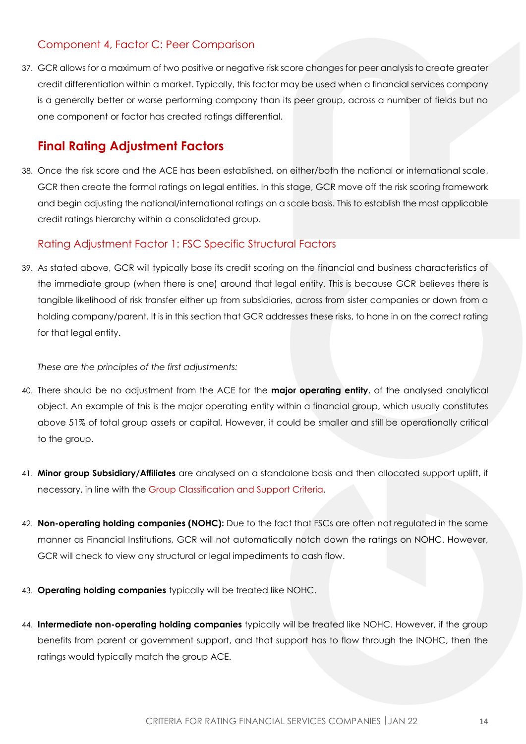### Component 4, Factor C: Peer Comparison

37. GCR allows for a maximum of two positive or negative risk score changes for peer analysis to create greater credit differentiation within a market. Typically, this factor may be used when a financial services company is a generally better or worse performing company than its peer group, across a number of fields but no one component or factor has created ratings differential.

## Final Rating Adjustment Factors

38. Once the risk score and the ACE has been established, on either/both the national or international scale, GCR then create the formal ratings on legal entities. In this stage, GCR move off the risk scoring framework and begin adjusting the national/international ratings on a scale basis. This to establish the most applicable credit ratings hierarchy within a consolidated group.

### Rating Adjustment Factor 1: FSC Specific Structural Factors

39. As stated above, GCR will typically base its credit scoring on the financial and business characteristics of the immediate group (when there is one) around that legal entity. This is because GCR believes there is tangible likelihood of risk transfer either up from subsidiaries, across from sister companies or down from a holding company/parent. It is in this section that GCR addresses these risks, to hone in on the correct rating for that legal entity.

*These are the principles of the first adjustments:*

40. There should be no adjustment from the ACE for the **major operating entity**, of the analysed analytical object. An example of this is the major operating entity within a financial group, which usually constitutes above 51% of total group assets or capital. However, it could be smaller and still be operationally critical to the group.

41. **Minor group Subsidiary/Affiliates** are analysed on a standalone basis and then allocated support uplift, if necessary, in line with the Group Classification and Support Criteria.

42. **Non-operating holding companies (NOHC):** Due to the fact that FSCs are often not regulated in the same manner as Financial Institutions, GCR will not automatically notch down the ratings on NOHC. However, GCR will check to view any structural or legal impediments to cash flow.

43. **Operating holding companies** typically will be treated like NOHC.

44. **Intermediate non-operating holding companies** typically will be treated like NOHC. However, if the group benefits from parent or government support, and that support has to flow through the INOHC, then the ratings would typically match the group ACE.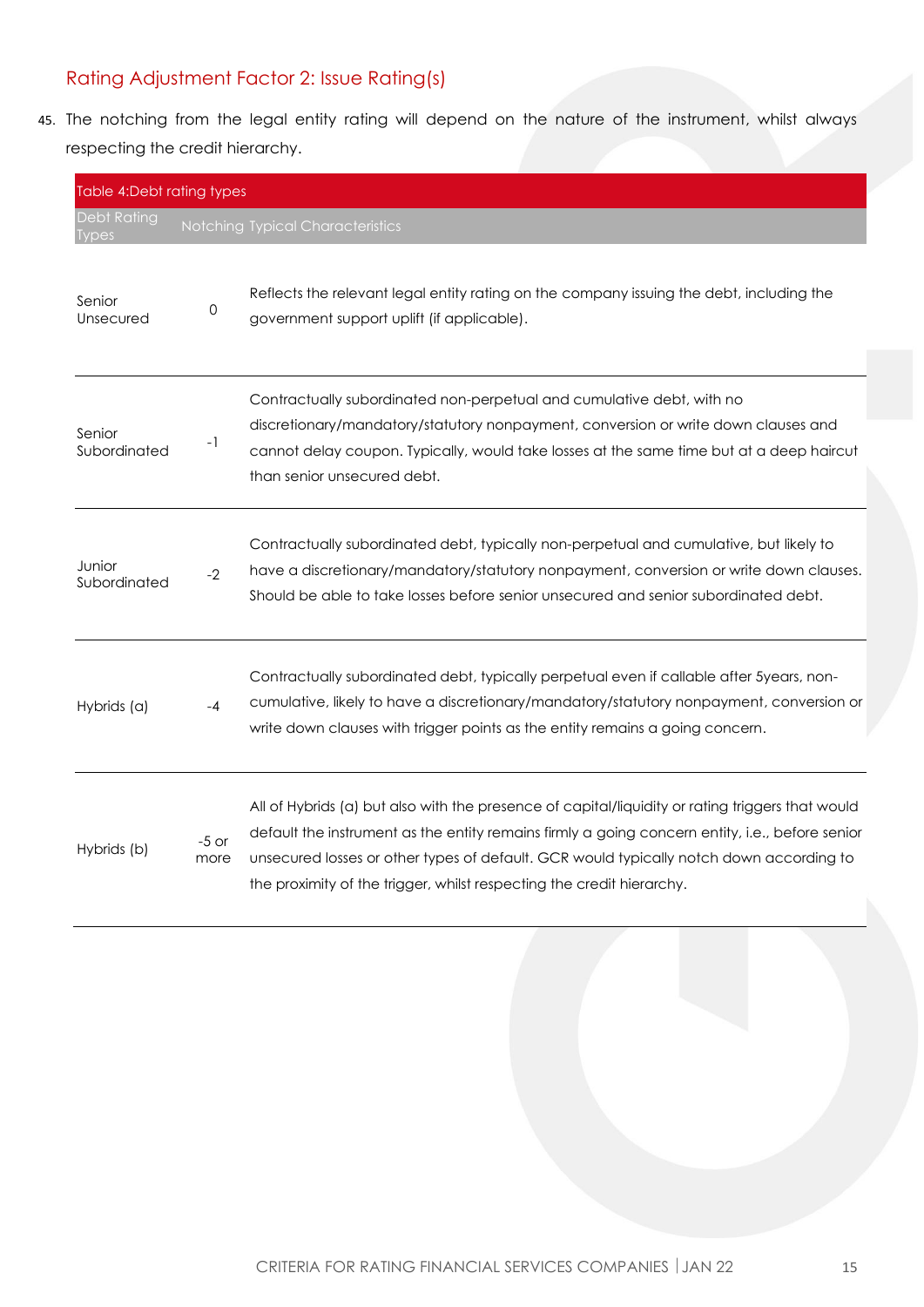## Rating Adjustment Factor 2: Issue Rating(s)

45. The notching from the legal entity rating will depend on the nature of the instrument, whilst always respecting the credit hierarchy.

Table 4:Debt rating types

| Debt Rating Types | Notching | Typical Characteristics |
|---|---|---|
| Senior Unsecured | 0 | Reflects the relevant legal entity rating on the company issuing the debt, including the government support uplift (if applicable). |
| Senior Subordinated | -1 | Contractually subordinated non-perpetual and cumulative debt, with no discretionary/mandatory/statutory nonpayment, conversion or write down clauses and cannot delay coupon. Typically, would take losses at the same time but at a deep haircut than senior unsecured debt. |
| Junior Subordinated | -2 | Contractually subordinated debt, typically non-perpetual and cumulative, but likely to have a discretionary/mandatory/statutory nonpayment, conversion or write down clauses. Should be able to take losses before senior unsecured and senior subordinated debt. |
| Hybrids (a) | -4 | Contractually subordinated debt, typically perpetual even if callable after 5years, non-cumulative, likely to have a discretionary/mandatory/statutory nonpayment, conversion or write down clauses with trigger points as the entity remains a going concern. |
| Hybrids (b) | -5 or more | All of Hybrids (a) but also with the presence of capital/liquidity or rating triggers that would default the instrument as the entity remains firmly a going concern entity, i.e., before senior unsecured losses or other types of default. GCR would typically notch down according to the proximity of the trigger, whilst respecting the credit hierarchy. |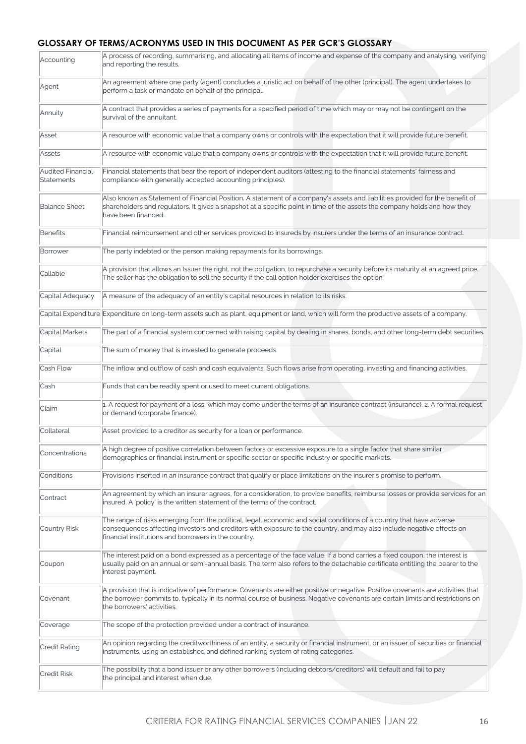## GLOSSARY OF TERMS/ACRONYMS USED IN THIS DOCUMENT AS PER GCR'S GLOSSARY

| | |
|---|---|
| Accounting | A process of recording, summarising, and allocating all items of income and expense of the company and analysing, verifying and reporting the results. |
| Agent | An agreement where one party (agent) concludes a juristic act on behalf of the other (principal). The agent undertakes to perform a task or mandate on behalf of the principal. |
| Annuity | A contract that provides a series of payments for a specified period of time which may or may not be contingent on the survival of the annuitant. |
| Asset | A resource with economic value that a company owns or controls with the expectation that it will provide future benefit. |
| Assets | A resource with economic value that a company owns or controls with the expectation that it will provide future benefit. |
| Audited Financial Statements | Financial statements that bear the report of independent auditors (attesting to the financial statements' fairness and compliance with generally accepted accounting principles). |
| Balance Sheet | Also known as Statement of Financial Position. A statement of a company's assets and liabilities provided for the benefit of shareholders and regulators. It gives a snapshot at a specific point in time of the assets the company holds and how they have been financed. |
| Benefits | Financial reimbursement and other services provided to insureds by insurers under the terms of an insurance contract. |
| Borrower | The party indebted or the person making repayments for its borrowings. |
| Callable | A provision that allows an Issuer the right, not the obligation, to repurchase a security before its maturity at an agreed price. The seller has the obligation to sell the security if the call option holder exercises the option. |
| Capital Adequacy | A measure of the adequacy of an entity's capital resources in relation to its risks. |
| Capital Expenditure | Expenditure on long-term assets such as plant, equipment or land, which will form the productive assets of a company. |
| Capital Markets | The part of a financial system concerned with raising capital by dealing in shares, bonds, and other long-term debt securities. |
| Capital | The sum of money that is invested to generate proceeds. |
| Cash Flow | The inflow and outflow of cash and cash equivalents. Such flows arise from operating, investing and financing activities. |
| Cash | Funds that can be readily spent or used to meet current obligations. |
| Claim | 1. A request for payment of a loss, which may come under the terms of an insurance contract (insurance). 2. A formal request or demand (corporate finance). |
| Collateral | Asset provided to a creditor as security for a loan or performance. |
| Concentrations | A high degree of positive correlation between factors or excessive exposure to a single factor that share similar demographics or financial instrument or specific sector or specific industry or specific markets. |
| Conditions | Provisions inserted in an insurance contract that qualify or place limitations on the insurer's promise to perform. |
| Contract | An agreement by which an insurer agrees, for a consideration, to provide benefits, reimburse losses or provide services for an insured. A 'policy' is the written statement of the terms of the contract. |
| Country Risk | The range of risks emerging from the political, legal, economic and social conditions of a country that have adverse consequences affecting investors and creditors with exposure to the country, and may also include negative effects on financial institutions and borrowers in the country. |
| Coupon | The interest paid on a bond expressed as a percentage of the face value. If a bond carries a fixed coupon, the interest is usually paid on an annual or semi-annual basis. The term also refers to the detachable certificate entitling the bearer to the interest payment. |
| Covenant | A provision that is indicative of performance. Covenants are either positive or negative. Positive covenants are activities that the borrower commits to, typically in its normal course of business. Negative covenants are certain limits and restrictions on the borrowers' activities. |
| Coverage | The scope of the protection provided under a contract of insurance. |
| Credit Rating | An opinion regarding the creditworthiness of an entity, a security or financial instrument, or an issuer of securities or financial instruments, using an established and defined ranking system of rating categories. |
| Credit Risk | The possibility that a bond issuer or any other borrowers (including debtors/creditors) will default and fail to pay the principal and interest when due. |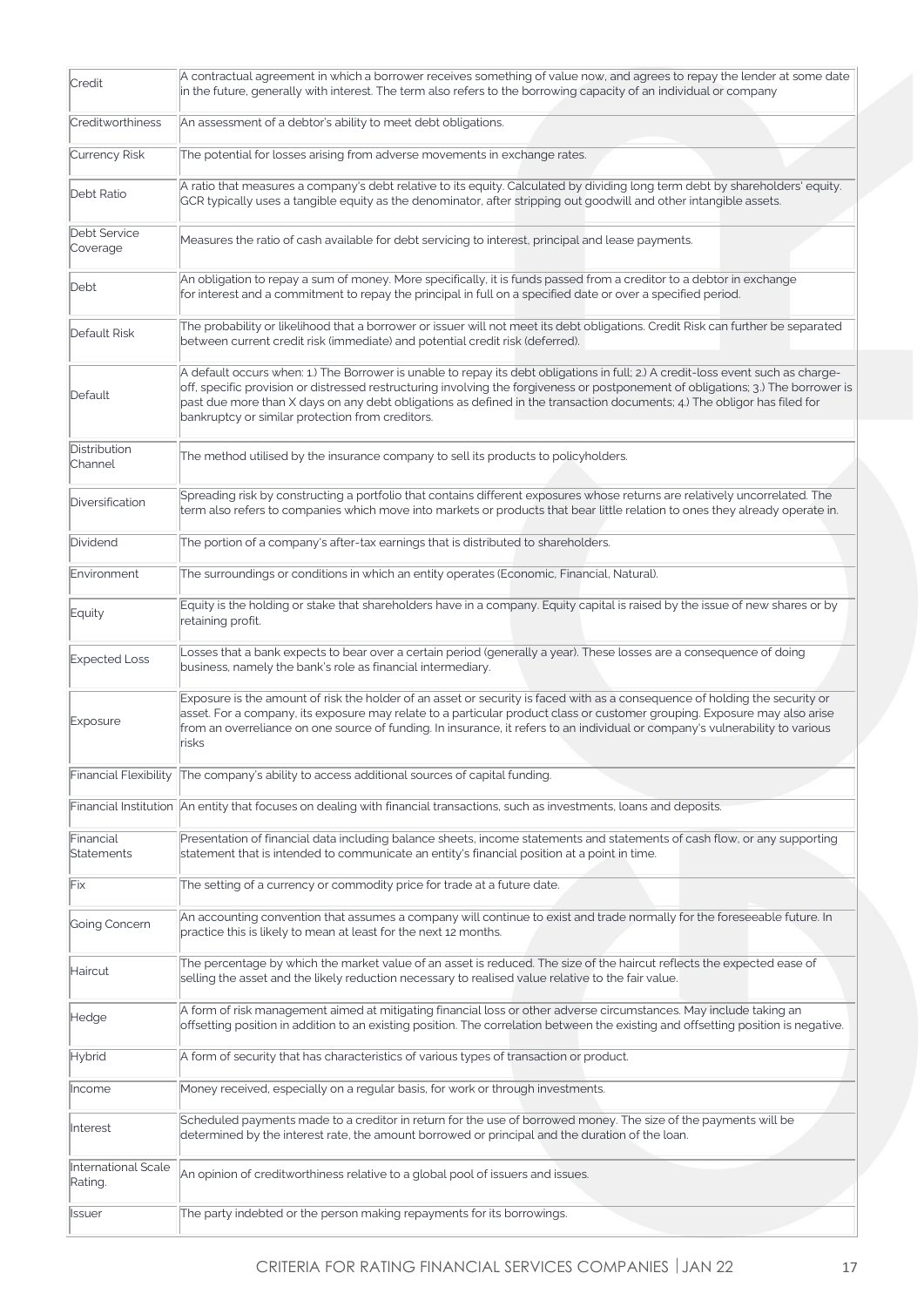| | |
|---|---|
| Credit | A contractual agreement in which a borrower receives something of value now, and agrees to repay the lender at some date in the future, generally with interest. The term also refers to the borrowing capacity of an individual or company |
| Creditworthiness | An assessment of a debtor's ability to meet debt obligations. |
| Currency Risk | The potential for losses arising from adverse movements in exchange rates. |
| Debt Ratio | A ratio that measures a company's debt relative to its equity. Calculated by dividing long term debt by shareholders' equity. GCR typically uses a tangible equity as the denominator, after stripping out goodwill and other intangible assets. |
| Debt Service Coverage | Measures the ratio of cash available for debt servicing to interest, principal and lease payments. |
| Debt | An obligation to repay a sum of money. More specifically, it is funds passed from a creditor to a debtor in exchange for interest and a commitment to repay the principal in full on a specified date or over a specified period. |
| Default Risk | The probability or likelihood that a borrower or issuer will not meet its debt obligations. Credit Risk can further be separated between current credit risk (immediate) and potential credit risk (deferred). |
| Default | A default occurs when: 1.) The Borrower is unable to repay its debt obligations in full; 2.) A credit-loss event such as charge-off, specific provision or distressed restructuring involving the forgiveness or postponement of obligations; 3.) The borrower is past due more than X days on any debt obligations as defined in the transaction documents; 4.) The obligor has filed for bankruptcy or similar protection from creditors. |
| Distribution Channel | The method utilised by the insurance company to sell its products to policyholders. |
| Diversification | Spreading risk by constructing a portfolio that contains different exposures whose returns are relatively uncorrelated. The term also refers to companies which move into markets or products that bear little relation to ones they already operate in. |
| Dividend | The portion of a company's after-tax earnings that is distributed to shareholders. |
| Environment | The surroundings or conditions in which an entity operates (Economic, Financial, Natural). |
| Equity | Equity is the holding or stake that shareholders have in a company. Equity capital is raised by the issue of new shares or by retaining profit. |
| Expected Loss | Losses that a bank expects to bear over a certain period (generally a year). These losses are a consequence of doing business, namely the bank's role as financial intermediary. |
| Exposure | Exposure is the amount of risk the holder of an asset or security is faced with as a consequence of holding the security or asset. For a company, its exposure may relate to a particular product class or customer grouping. Exposure may also arise from an overreliance on one source of funding. In insurance, it refers to an individual or company's vulnerability to various risks |
| Financial Flexibility | The company's ability to access additional sources of capital funding. |
| Financial Institution | An entity that focuses on dealing with financial transactions, such as investments, loans and deposits. |
| Financial Statements | Presentation of financial data including balance sheets, income statements and statements of cash flow, or any supporting statement that is intended to communicate an entity's financial position at a point in time. |
| Fix | The setting of a currency or commodity price for trade at a future date. |
| Going Concern | An accounting convention that assumes a company will continue to exist and trade normally for the foreseeable future. In practice this is likely to mean at least for the next 12 months. |
| Haircut | The percentage by which the market value of an asset is reduced. The size of the haircut reflects the expected ease of selling the asset and the likely reduction necessary to realised value relative to the fair value. |
| Hedge | A form of risk management aimed at mitigating financial loss or other adverse circumstances. May include taking an offsetting position in addition to an existing position. The correlation between the existing and offsetting position is negative. |
| Hybrid | A form of security that has characteristics of various types of transaction or product. |
| Income | Money received, especially on a regular basis, for work or through investments. |
| Interest | Scheduled payments made to a creditor in return for the use of borrowed money. The size of the payments will be determined by the interest rate, the amount borrowed or principal and the duration of the loan. |
| International Scale Rating. | An opinion of creditworthiness relative to a global pool of issuers and issues. |
| Issuer | The party indebted or the person making repayments for its borrowings. |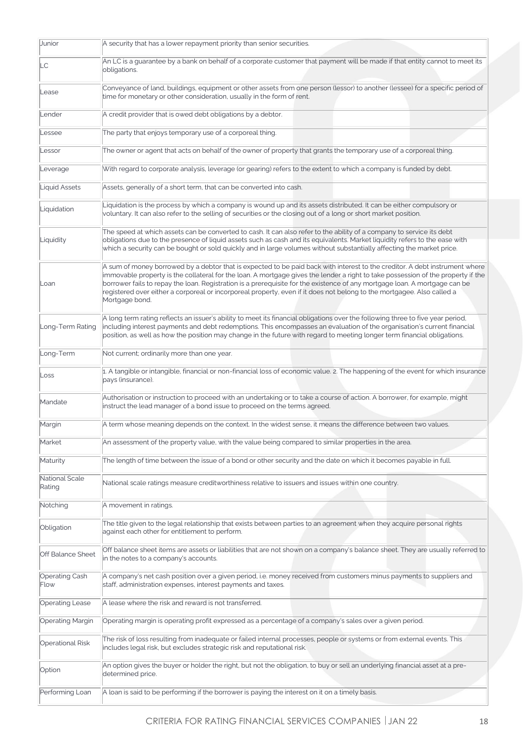| | |
|---|---|
| Junior | A security that has a lower repayment priority than senior securities. |
| LC | An LC is a guarantee by a bank on behalf of a corporate customer that payment will be made if that entity cannot to meet its obligations. |
| Lease | Conveyance of land, buildings, equipment or other assets from one person (lessor) to another (lessee) for a specific period of time for monetary or other consideration, usually in the form of rent. |
| Lender | A credit provider that is owed debt obligations by a debtor. |
| Lessee | The party that enjoys temporary use of a corporeal thing. |
| Lessor | The owner or agent that acts on behalf of the owner of property that grants the temporary use of a corporeal thing. |
| Leverage | With regard to corporate analysis, leverage (or gearing) refers to the extent to which a company is funded by debt. |
| Liquid Assets | Assets, generally of a short term, that can be converted into cash. |
| Liquidation | Liquidation is the process by which a company is wound up and its assets distributed. It can be either compulsory or voluntary. It can also refer to the selling of securities or the closing out of a long or short market position. |
| Liquidity | The speed at which assets can be converted to cash. It can also refer to the ability of a company to service its debt obligations due to the presence of liquid assets such as cash and its equivalents. Market liquidity refers to the ease with which a security can be bought or sold quickly and in large volumes without substantially affecting the market price. |
| Loan | A sum of money borrowed by a debtor that is expected to be paid back with interest to the creditor. A debt instrument where immovable property is the collateral for the loan. A mortgage gives the lender a right to take possession of the property if the borrower fails to repay the loan. Registration is a prerequisite for the existence of any mortgage loan. A mortgage can be registered over either a corporeal or incorporeal property, even if it does not belong to the mortgagee. Also called a Mortgage bond. |
| Long-Term Rating | A long term rating reflects an issuer's ability to meet its financial obligations over the following three to five year period, including interest payments and debt redemptions. This encompasses an evaluation of the organisation's current financial position, as well as how the position may change in the future with regard to meeting longer term financial obligations. |
| Long-Term | Not current; ordinarily more than one year. |
| Loss | 1. A tangible or intangible, financial or non-financial loss of economic value. 2. The happening of the event for which insurance pays (insurance). |
| Mandate | Authorisation or instruction to proceed with an undertaking or to take a course of action. A borrower, for example, might instruct the lead manager of a bond issue to proceed on the terms agreed. |
| Margin | A term whose meaning depends on the context. In the widest sense, it means the difference between two values. |
| Market | An assessment of the property value, with the value being compared to similar properties in the area. |
| Maturity | The length of time between the issue of a bond or other security and the date on which it becomes payable in full. |
| National Scale Rating | National scale ratings measure creditworthiness relative to issuers and issues within one country. |
| Notching | A movement in ratings. |
| Obligation | The title given to the legal relationship that exists between parties to an agreement when they acquire personal rights against each other for entitlement to perform. |
| Off Balance Sheet | Off balance sheet items are assets or liabilities that are not shown on a company's balance sheet. They are usually referred to in the notes to a company's accounts. |
| Operating Cash Flow | A company's net cash position over a given period, i.e. money received from customers minus payments to suppliers and staff, administration expenses, interest payments and taxes. |
| Operating Lease | A lease where the risk and reward is not transferred. |
| Operating Margin | Operating margin is operating profit expressed as a percentage of a company's sales over a given period. |
| Operational Risk | The risk of loss resulting from inadequate or failed internal processes, people or systems or from external events. This includes legal risk, but excludes strategic risk and reputational risk. |
| Option | An option gives the buyer or holder the right, but not the obligation, to buy or sell an underlying financial asset at a pre-determined price. |
| Performing Loan | A loan is said to be performing if the borrower is paying the interest on it on a timely basis. |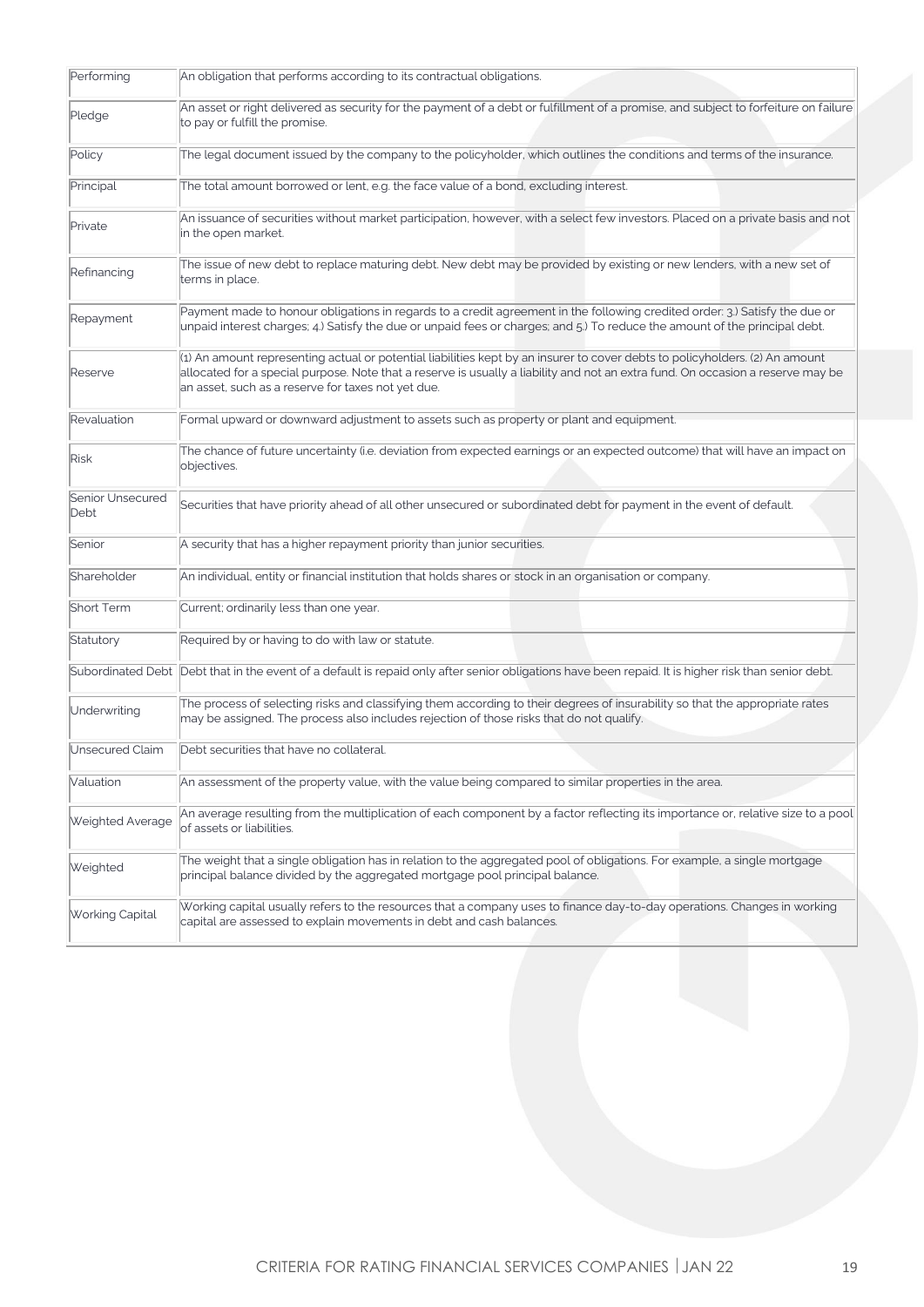| | |
|---|---|
| Performing | An obligation that performs according to its contractual obligations. |
| Pledge | An asset or right delivered as security for the payment of a debt or fulfillment of a promise, and subject to forfeiture on failure to pay or fulfill the promise. |
| Policy | The legal document issued by the company to the policyholder, which outlines the conditions and terms of the insurance. |
| Principal | The total amount borrowed or lent, e.g. the face value of a bond, excluding interest. |
| Private | An issuance of securities without market participation, however, with a select few investors. Placed on a private basis and not in the open market. |
| Refinancing | The issue of new debt to replace maturing debt. New debt may be provided by existing or new lenders, with a new set of terms in place. |
| Repayment | Payment made to honour obligations in regards to a credit agreement in the following credited order: 3.) Satisfy the due or unpaid interest charges; 4.) Satisfy the due or unpaid fees or charges; and 5.) To reduce the amount of the principal debt. |
| Reserve | (1) An amount representing actual or potential liabilities kept by an insurer to cover debts to policyholders. (2) An amount allocated for a special purpose. Note that a reserve is usually a liability and not an extra fund. On occasion a reserve may be an asset, such as a reserve for taxes not yet due. |
| Revaluation | Formal upward or downward adjustment to assets such as property or plant and equipment. |
| Risk | The chance of future uncertainty (i.e. deviation from expected earnings or an expected outcome) that will have an impact on objectives. |
| Senior Unsecured Debt | Securities that have priority ahead of all other unsecured or subordinated debt for payment in the event of default. |
| Senior | A security that has a higher repayment priority than junior securities. |
| Shareholder | An individual, entity or financial institution that holds shares or stock in an organisation or company. |
| Short Term | Current; ordinarily less than one year. |
| Statutory | Required by or having to do with law or statute. |
| Subordinated Debt | Debt that in the event of a default is repaid only after senior obligations have been repaid. It is higher risk than senior debt. |
| Underwriting | The process of selecting risks and classifying them according to their degrees of insurability so that the appropriate rates may be assigned. The process also includes rejection of those risks that do not qualify. |
| Unsecured Claim | Debt securities that have no collateral. |
| Valuation | An assessment of the property value, with the value being compared to similar properties in the area. |
| Weighted Average | An average resulting from the multiplication of each component by a factor reflecting its importance or, relative size to a pool of assets or liabilities. |
| Weighted | The weight that a single obligation has in relation to the aggregated pool of obligations. For example, a single mortgage principal balance divided by the aggregated mortgage pool principal balance. |
| Working Capital | Working capital usually refers to the resources that a company uses to finance day-to-day operations. Changes in working capital are assessed to explain movements in debt and cash balances. |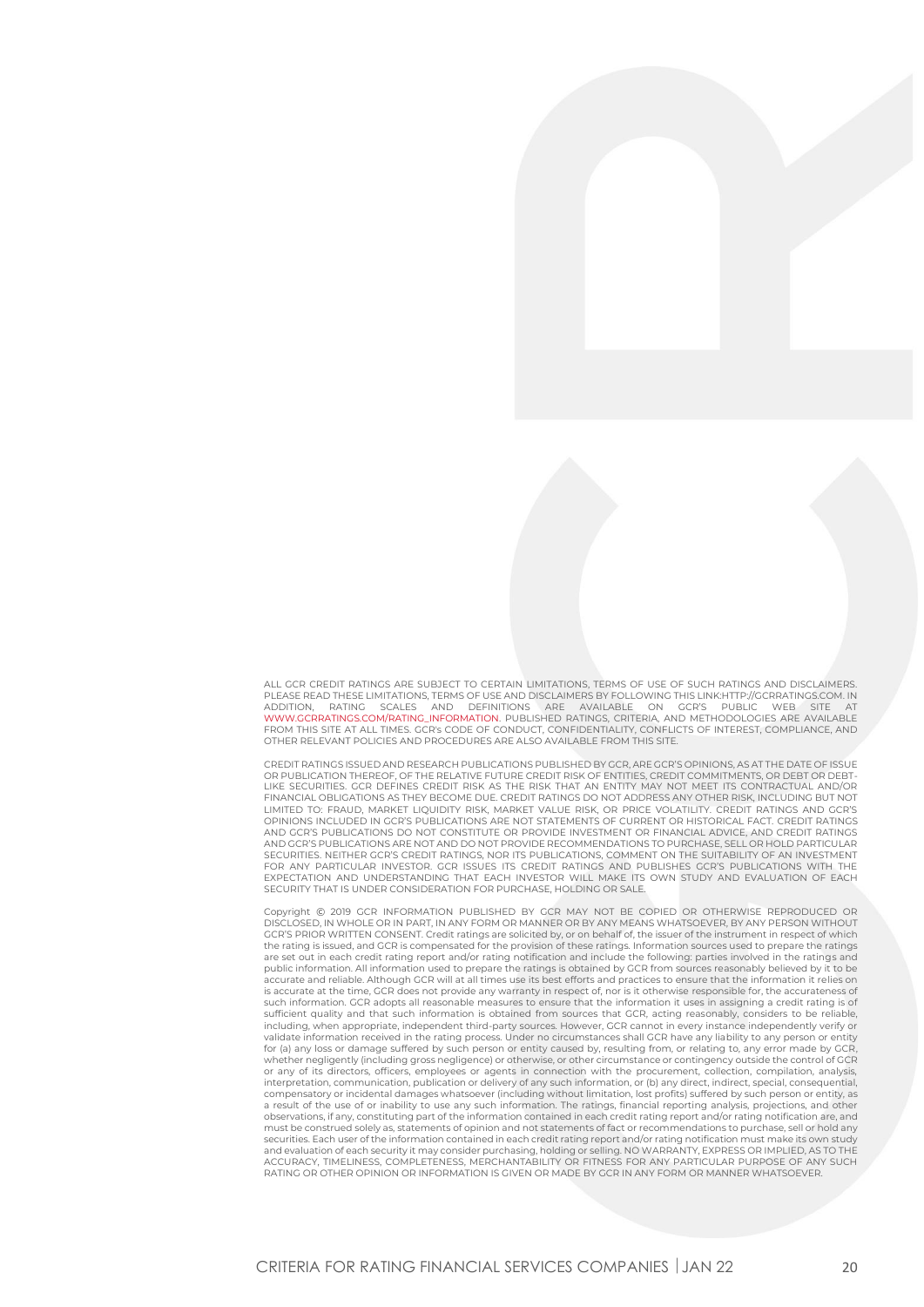ALL GCR CREDIT RATINGS ARE SUBJECT TO CERTAIN LIMITATIONS, TERMS OF USE OF SUCH RATINGS AND DISCLAIMERS. PLEASE READ THESE LIMITATIONS, TERMS OF USE AND DISCLAIMERS BY FOLLOWING THIS LINK:HTTP://GCRRATINGS.COM. IN ADDITION, RATING SCALES AND DEFINITIONS ARE AVAILABLE ON GCR'S PUBLIC WEB SITE AT WWW.GCRRATINGS.COM/RATING_INFORMATION. PUBLISHED RATINGS, CRITERIA, AND METHODOLOGIES ARE AVAILABLE FROM THIS SITE AT ALL TIMES. GCR's CODE OF CONDUCT, CONFIDENTIALITY, CONFLICTS OF INTEREST, COMPLIANCE, AND OTHER RELEVANT POLICIES AND PROCEDURES ARE ALSO AVAILABLE FROM THIS SITE.

CREDIT RATINGS ISSUED AND RESEARCH PUBLICATIONS PUBLISHED BY GCR, ARE GCR'S OPINIONS, AS AT THE DATE OF ISSUE OR PUBLICATION THEREOF, OF THE RELATIVE FUTURE CREDIT RISK OF ENTITIES, CREDIT COMMITMENTS, OR DEBT OR DEBT-LIKE SECURITIES. GCR DEFINES CREDIT RISK AS THE RISK THAT AN ENTITY MAY NOT MEET ITS CONTRACTUAL AND/OR FINANCIAL OBLIGATIONS AS THEY BECOME DUE. CREDIT RATINGS DO NOT ADDRESS ANY OTHER RISK, INCLUDING BUT NOT LIMITED TO: FRAUD, MARKET LIQUIDITY RISK, MARKET VALUE RISK, OR PRICE VOLATILITY. CREDIT RATINGS AND GCR'S OPINIONS INCLUDED IN GCR'S PUBLICATIONS ARE NOT STATEMENTS OF CURRENT OR HISTORICAL FACT. CREDIT RATINGS AND GCR'S PUBLICATIONS DO NOT CONSTITUTE OR PROVIDE INVESTMENT OR FINANCIAL ADVICE, AND CREDIT RATINGS AND GCR'S PUBLICATIONS ARE NOT AND DO NOT PROVIDE RECOMMENDATIONS TO PURCHASE, SELL OR HOLD PARTICULAR SECURITIES. NEITHER GCR'S CREDIT RATINGS, NOR ITS PUBLICATIONS, COMMENT ON THE SUITABILITY OF AN INVESTMENT FOR ANY PARTICULAR INVESTOR. GCR ISSUES ITS CREDIT RATINGS AND PUBLISHES GCR'S PUBLICATIONS WITH THE EXPECTATION AND UNDERSTANDING THAT EACH INVESTOR WILL MAKE ITS OWN STUDY AND EVALUATION OF EACH SECURITY THAT IS UNDER CONSIDERATION FOR PURCHASE, HOLDING OR SALE.

Copyright © 2019 GCR INFORMATION PUBLISHED BY GCR MAY NOT BE COPIED OR OTHERWISE REPRODUCED OR DISCLOSED, IN WHOLE OR IN PART, IN ANY FORM OR MANNER OR BY ANY MEANS WHATSOEVER, BY ANY PERSON WITHOUT GCR'S PRIOR WRITTEN CONSENT. Credit ratings are solicited by, or on behalf of, the issuer of the instrument in respect of which the rating is issued, and GCR is compensated for the provision of these ratings. Information sources used to prepare the ratings are set out in each credit rating report and/or rating notification and include the following: parties involved in the ratings and public information. All information used to prepare the ratings is obtained by GCR from sources reasonably believed by it to be accurate and reliable. Although GCR will at all times use its best efforts and practices to ensure that the information it relies on is accurate at the time, GCR does not provide any warranty in respect of, nor is it otherwise responsible for, the accurateness of such information. GCR adopts all reasonable measures to ensure that the information it uses in assigning a credit rating is of sufficient quality and that such information is obtained from sources that GCR, acting reasonably, considers to be reliable, including, when appropriate, independent third-party sources. However, GCR cannot in every instance independently verify or validate information received in the rating process. Under no circumstances shall GCR have any liability to any person or entity for (a) any loss or damage suffered by such person or entity caused by, resulting from, or relating to, any error made by GCR, whether negligently (including gross negligence) or otherwise, or other circumstance or contingency outside the control of GCR or any of its directors, officers, employees or agents in connection with the procurement, collection, compilation, analysis, interpretation, communication, publication or delivery of any such information, or (b) any direct, indirect, special, consequential, compensatory or incidental damages whatsoever (including without limitation, lost profits) suffered by such person or entity, as a result of the use of or inability to use any such information. The ratings, financial reporting analysis, projections, and other observations, if any, constituting part of the information contained in each credit rating report and/or rating notification are, and must be construed solely as, statements of opinion and not statements of fact or recommendations to purchase, sell or hold any securities. Each user of the information contained in each credit rating report and/or rating notification must make its own study and evaluation of each security it may consider purchasing, holding or selling. NO WARRANTY, EXPRESS OR IMPLIED, AS TO THE ACCURACY, TIMELINESS, COMPLETENESS, MERCHANTABILITY OR FITNESS FOR ANY PARTICULAR PURPOSE OF ANY SUCH RATING OR OTHER OPINION OR INFORMATION IS GIVEN OR MADE BY GCR IN ANY FORM OR MANNER WHATSOEVER.